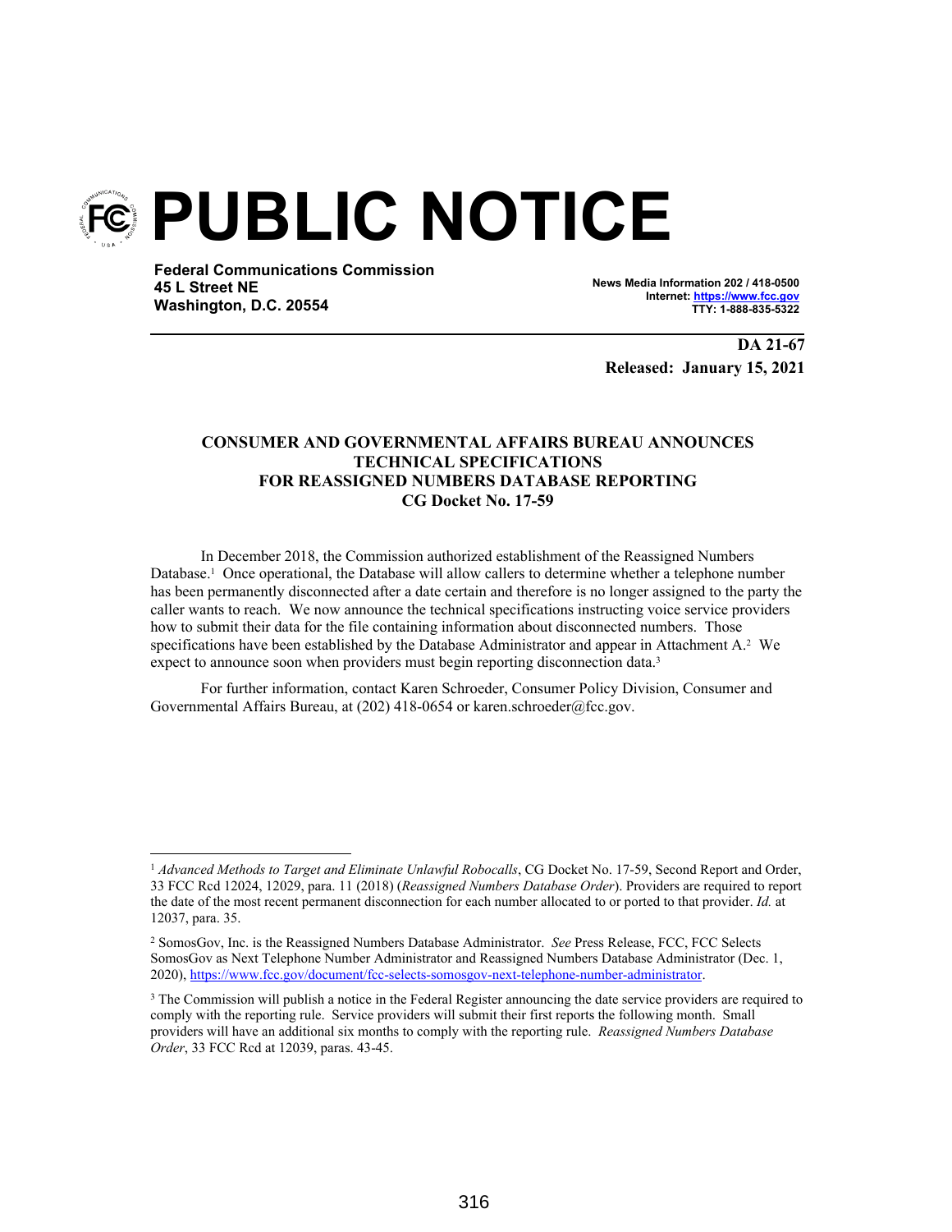# PUBLIC NOTICE

**Federal Communications Commission**
**45 L Street NE**
**Washington, D.C. 20554**

**News Media Information 202 / 418-0500**
**Internet: https://www.fcc.gov**
**TTY: 1-888-835-5322**

**DA 21-67**
**Released: January 15, 2021**

**CONSUMER AND GOVERNMENTAL AFFAIRS BUREAU ANNOUNCES TECHNICAL SPECIFICATIONS FOR REASSIGNED NUMBERS DATABASE REPORTING**
**CG Docket No. 17-59**

In December 2018, the Commission authorized establishment of the Reassigned Numbers Database.[1] Once operational, the Database will allow callers to determine whether a telephone number has been permanently disconnected after a date certain and therefore is no longer assigned to the party the caller wants to reach. We now announce the technical specifications instructing voice service providers how to submit their data for the file containing information about disconnected numbers. Those specifications have been established by the Database Administrator and appear in Attachment A.[2] We expect to announce soon when providers must begin reporting disconnection data.[3]

For further information, contact Karen Schroeder, Consumer Policy Division, Consumer and Governmental Affairs Bureau, at (202) 418-0654 or karen.schroeder@fcc.gov.

---

[1] *Advanced Methods to Target and Eliminate Unlawful Robocalls*, CG Docket No. 17-59, Second Report and Order, 33 FCC Rcd 12024, 12029, para. 11 (2018) (*Reassigned Numbers Database Order*). Providers are required to report the date of the most recent permanent disconnection for each number allocated to or ported to that provider. *Id.* at 12037, para. 35.

[2] SomosGov, Inc. is the Reassigned Numbers Database Administrator. *See* Press Release, FCC, FCC Selects SomosGov as Next Telephone Number Administrator and Reassigned Numbers Database Administrator (Dec. 1, 2020), https://www.fcc.gov/document/fcc-selects-somosgov-next-telephone-number-administrator.

[3] The Commission will publish a notice in the Federal Register announcing the date service providers are required to comply with the reporting rule. Service providers will submit their first reports the following month. Small providers will have an additional six months to comply with the reporting rule. *Reassigned Numbers Database Order*, 33 FCC Rcd at 12039, paras. 43-45.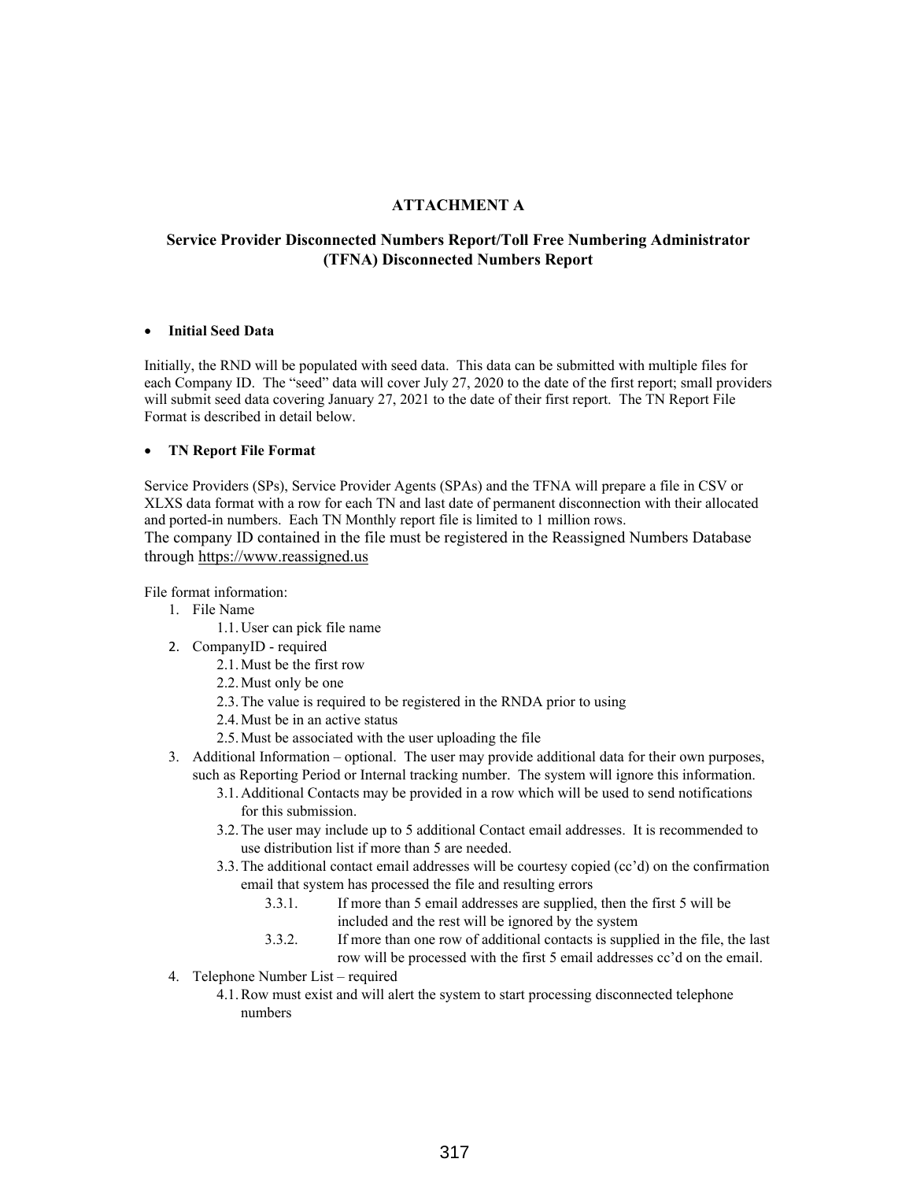# ATTACHMENT A

## Service Provider Disconnected Numbers Report/Toll Free Numbering Administrator (TFNA) Disconnected Numbers Report

- **Initial Seed Data**

Initially, the RND will be populated with seed data. This data can be submitted with multiple files for each Company ID. The "seed" data will cover July 27, 2020 to the date of the first report; small providers will submit seed data covering January 27, 2021 to the date of their first report. The TN Report File Format is described in detail below.

- **TN Report File Format**

Service Providers (SPs), Service Provider Agents (SPAs) and the TFNA will prepare a file in CSV or XLXS data format with a row for each TN and last date of permanent disconnection with their allocated and ported-in numbers. Each TN Monthly report file is limited to 1 million rows.
The company ID contained in the file must be registered in the Reassigned Numbers Database through https://www.reassigned.us

File format information:

1. File Name
   1.1. User can pick file name
2. CompanyID - required
   2.1. Must be the first row
   2.2. Must only be one
   2.3. The value is required to be registered in the RNDA prior to using
   2.4. Must be in an active status
   2.5. Must be associated with the user uploading the file
3. Additional Information – optional. The user may provide additional data for their own purposes, such as Reporting Period or Internal tracking number. The system will ignore this information.
   3.1. Additional Contacts may be provided in a row which will be used to send notifications for this submission.
   3.2. The user may include up to 5 additional Contact email addresses. It is recommended to use distribution list if more than 5 are needed.
   3.3. The additional contact email addresses will be courtesy copied (cc'd) on the confirmation email that system has processed the file and resulting errors
      3.3.1. If more than 5 email addresses are supplied, then the first 5 will be included and the rest will be ignored by the system
      3.3.2. If more than one row of additional contacts is supplied in the file, the last row will be processed with the first 5 email addresses cc'd on the email.
4. Telephone Number List – required
   4.1. Row must exist and will alert the system to start processing disconnected telephone numbers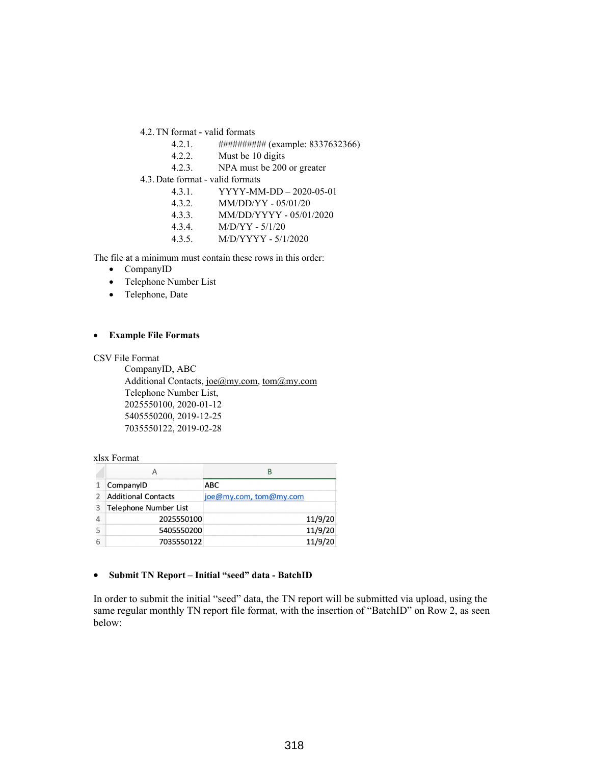4.2. TN format - valid formats
   - 4.2.1. ########## (example: 8337632366)
   - 4.2.2. Must be 10 digits
   - 4.2.3. NPA must be 200 or greater

4.3. Date format - valid formats
   - 4.3.1. YYYY-MM-DD – 2020-05-01
   - 4.3.2. MM/DD/YY - 05/01/20
   - 4.3.3. MM/DD/YYYY - 05/01/2020
   - 4.3.4. M/D/YY - 5/1/20
   - 4.3.5. M/D/YYYY - 5/1/2020

The file at a minimum must contain these rows in this order:

- CompanyID
- Telephone Number List
- Telephone, Date

- **Example File Formats**

CSV File Format

```
CompanyID, ABC
Additional Contacts, joe@my.com, tom@my.com
Telephone Number List,
2025550100, 2020-01-12
5405550200, 2019-12-25
7035550122, 2019-02-28
```

xlsx Format

| | A | B |
|---|---|---|
| 1 | CompanyID | ABC |
| 2 | Additional Contacts | joe@my.com, tom@my.com |
| 3 | Telephone Number List | |
| 4 | 2025550100 | 11/9/20 |
| 5 | 5405550200 | 11/9/20 |
| 6 | 7035550122 | 11/9/20 |

- **Submit TN Report – Initial "seed" data - BatchID**

In order to submit the initial "seed" data, the TN report will be submitted via upload, using the same regular monthly TN report file format, with the insertion of "BatchID" on Row 2, as seen below: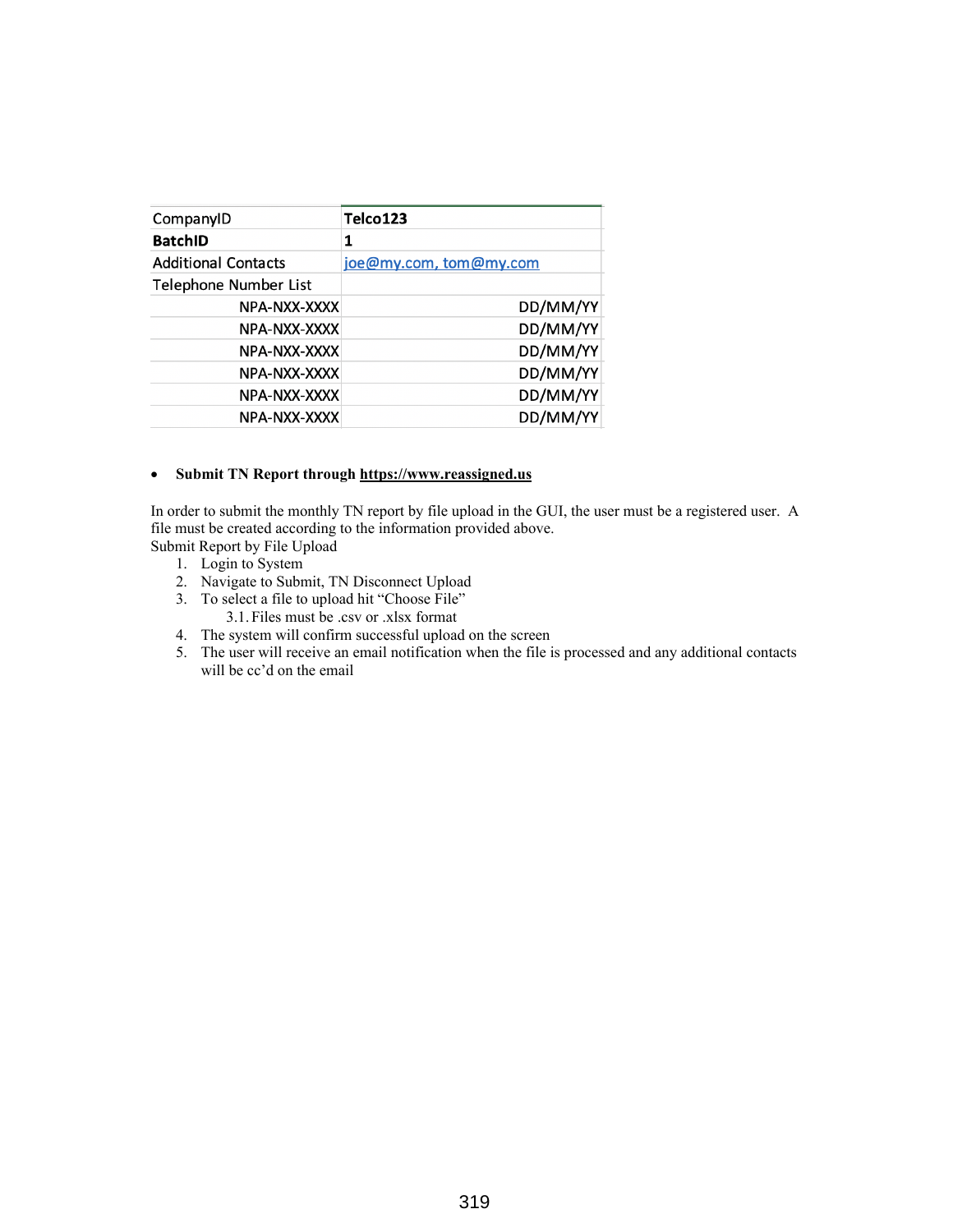| | |
|---|---|
| CompanyID | **Telco123** |
| **BatchID** | **1** |
| Additional Contacts | joe@my.com, tom@my.com |
| Telephone Number List | |
| NPA-NXX-XXXX | DD/MM/YY |
| NPA-NXX-XXXX | DD/MM/YY |
| NPA-NXX-XXXX | DD/MM/YY |
| NPA-NXX-XXXX | DD/MM/YY |
| NPA-NXX-XXXX | DD/MM/YY |
| NPA-NXX-XXXX | DD/MM/YY |

- **Submit TN Report through https://www.reassigned.us**

In order to submit the monthly TN report by file upload in the GUI, the user must be a registered user. A file must be created according to the information provided above.

Submit Report by File Upload

1. Login to System
2. Navigate to Submit, TN Disconnect Upload
3. To select a file to upload hit "Choose File"
   3.1. Files must be .csv or .xlsx format
4. The system will confirm successful upload on the screen
5. The user will receive an email notification when the file is processed and any additional contacts will be cc'd on the email